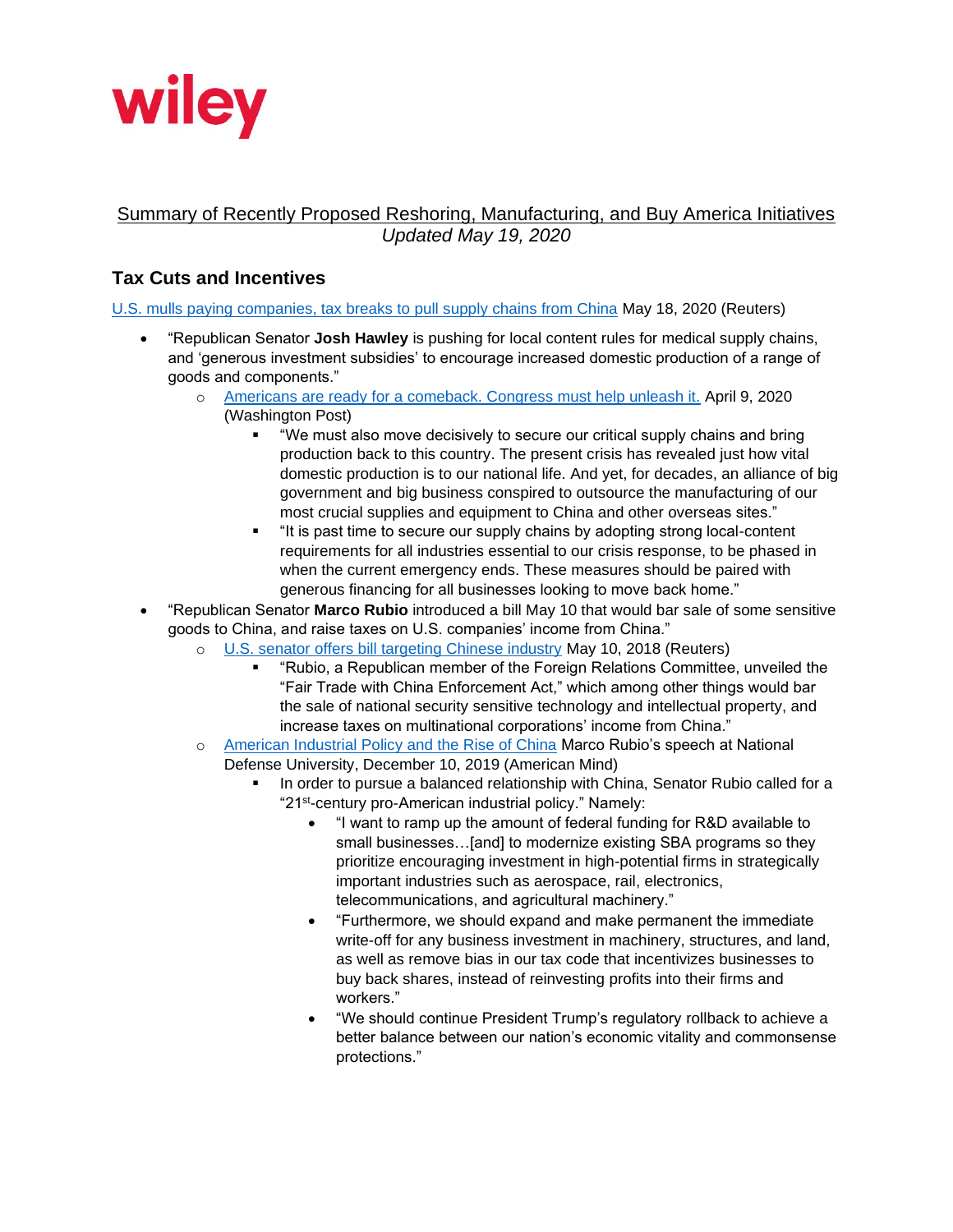wiley

Summary of Recently Proposed Reshoring, Manufacturing, and Buy America Initiatives
*Updated May 19, 2020*

## Tax Cuts and Incentives

[U.S. mulls paying companies, tax breaks to pull supply chains from China] May 18, 2020 (Reuters)

- "Republican Senator **Josh Hawley** is pushing for local content rules for medical supply chains, and 'generous investment subsidies' to encourage increased domestic production of a range of goods and components."
  - [Americans are ready for a comeback. Congress must help unleash it.] April 9, 2020 (Washington Post)
    - "We must also move decisively to secure our critical supply chains and bring production back to this country. The present crisis has revealed just how vital domestic production is to our national life. And yet, for decades, an alliance of big government and big business conspired to outsource the manufacturing of our most crucial supplies and equipment to China and other overseas sites."
    - "It is past time to secure our supply chains by adopting strong local-content requirements for all industries essential to our crisis response, to be phased in when the current emergency ends. These measures should be paired with generous financing for all businesses looking to move back home."
- "Republican Senator **Marco Rubio** introduced a bill May 10 that would bar sale of some sensitive goods to China, and raise taxes on U.S. companies' income from China."
  - [U.S. senator offers bill targeting Chinese industry] May 10, 2018 (Reuters)
    - "Rubio, a Republican member of the Foreign Relations Committee, unveiled the "Fair Trade with China Enforcement Act," which among other things would bar the sale of national security sensitive technology and intellectual property, and increase taxes on multinational corporations' income from China."
  - [American Industrial Policy and the Rise of China] Marco Rubio's speech at National Defense University, December 10, 2019 (American Mind)
    - In order to pursue a balanced relationship with China, Senator Rubio called for a "21st-century pro-American industrial policy." Namely:
      - "I want to ramp up the amount of federal funding for R&D available to small businesses…[and] to modernize existing SBA programs so they prioritize encouraging investment in high-potential firms in strategically important industries such as aerospace, rail, electronics, telecommunications, and agricultural machinery."
      - "Furthermore, we should expand and make permanent the immediate write-off for any business investment in machinery, structures, and land, as well as remove bias in our tax code that incentivizes businesses to buy back shares, instead of reinvesting profits into their firms and workers."
      - "We should continue President Trump's regulatory rollback to achieve a better balance between our nation's economic vitality and commonsense protections."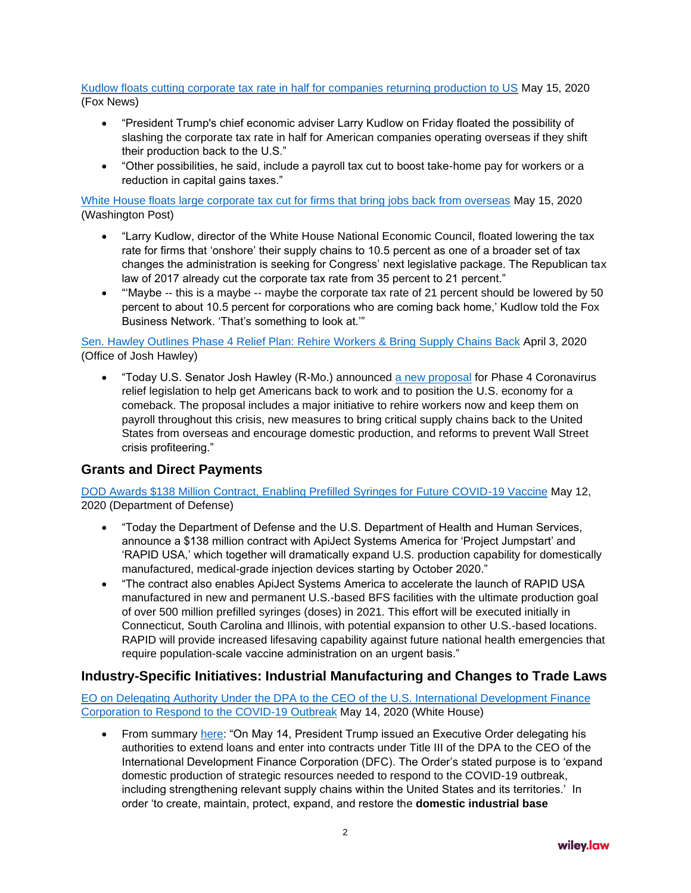[Kudlow floats cutting corporate tax rate in half for companies returning production to US](#) May 15, 2020 (Fox News)

- "President Trump's chief economic adviser Larry Kudlow on Friday floated the possibility of slashing the corporate tax rate in half for American companies operating overseas if they shift their production back to the U.S."
- "Other possibilities, he said, include a payroll tax cut to boost take-home pay for workers or a reduction in capital gains taxes."

[White House floats large corporate tax cut for firms that bring jobs back from overseas](#) May 15, 2020 (Washington Post)

- "Larry Kudlow, director of the White House National Economic Council, floated lowering the tax rate for firms that 'onshore' their supply chains to 10.5 percent as one of a broader set of tax changes the administration is seeking for Congress' next legislative package. The Republican tax law of 2017 already cut the corporate tax rate from 35 percent to 21 percent."
- "'Maybe -- this is a maybe -- maybe the corporate tax rate of 21 percent should be lowered by 50 percent to about 10.5 percent for corporations who are coming back home,' Kudlow told the Fox Business Network. 'That's something to look at.'"

[Sen. Hawley Outlines Phase 4 Relief Plan: Rehire Workers & Bring Supply Chains Back](#) April 3, 2020 (Office of Josh Hawley)

- "Today U.S. Senator Josh Hawley (R-Mo.) announced [a new proposal](#) for Phase 4 Coronavirus relief legislation to help get Americans back to work and to position the U.S. economy for a comeback. The proposal includes a major initiative to rehire workers now and keep them on payroll throughout this crisis, new measures to bring critical supply chains back to the United States from overseas and encourage domestic production, and reforms to prevent Wall Street crisis profiteering."

## Grants and Direct Payments

[DOD Awards $138 Million Contract, Enabling Prefilled Syringes for Future COVID-19 Vaccine](#) May 12, 2020 (Department of Defense)

- "Today the Department of Defense and the U.S. Department of Health and Human Services, announce a $138 million contract with ApiJect Systems America for 'Project Jumpstart' and 'RAPID USA,' which together will dramatically expand U.S. production capability for domestically manufactured, medical-grade injection devices starting by October 2020."
- "The contract also enables ApiJect Systems America to accelerate the launch of RAPID USA manufactured in new and permanent U.S.-based BFS facilities with the ultimate production goal of over 500 million prefilled syringes (doses) in 2021. This effort will be executed initially in Connecticut, South Carolina and Illinois, with potential expansion to other U.S.-based locations. RAPID will provide increased lifesaving capability against future national health emergencies that require population-scale vaccine administration on an urgent basis."

## Industry-Specific Initiatives: Industrial Manufacturing and Changes to Trade Laws

[EO on Delegating Authority Under the DPA to the CEO of the U.S. International Development Finance Corporation to Respond to the COVID-19 Outbreak](#) May 14, 2020 (White House)

- From summary [here](#): "On May 14, President Trump issued an Executive Order delegating his authorities to extend loans and enter into contracts under Title III of the DPA to the CEO of the International Development Finance Corporation (DFC). The Order's stated purpose is to 'expand domestic production of strategic resources needed to respond to the COVID-19 outbreak, including strengthening relevant supply chains within the United States and its territories.' In order 'to create, maintain, protect, expand, and restore the **domestic industrial base**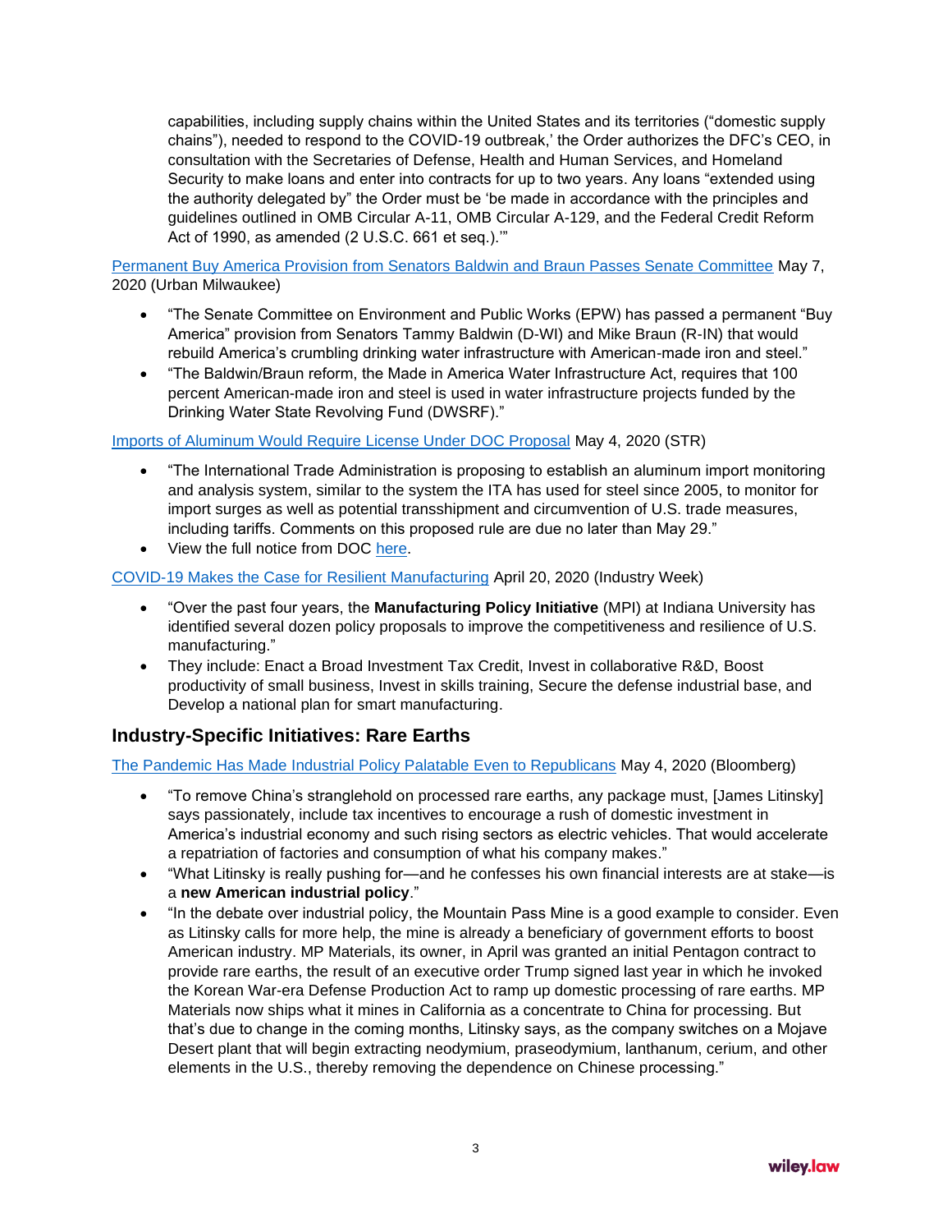capabilities, including supply chains within the United States and its territories ("domestic supply chains"), needed to respond to the COVID-19 outbreak,' the Order authorizes the DFC's CEO, in consultation with the Secretaries of Defense, Health and Human Services, and Homeland Security to make loans and enter into contracts for up to two years. Any loans "extended using the authority delegated by" the Order must be 'be made in accordance with the principles and guidelines outlined in OMB Circular A-11, OMB Circular A-129, and the Federal Credit Reform Act of 1990, as amended (2 U.S.C. 661 et seq.).'"

Permanent Buy America Provision from Senators Baldwin and Braun Passes Senate Committee May 7, 2020 (Urban Milwaukee)

- "The Senate Committee on Environment and Public Works (EPW) has passed a permanent "Buy America" provision from Senators Tammy Baldwin (D-WI) and Mike Braun (R-IN) that would rebuild America's crumbling drinking water infrastructure with American-made iron and steel."
- "The Baldwin/Braun reform, the Made in America Water Infrastructure Act, requires that 100 percent American-made iron and steel is used in water infrastructure projects funded by the Drinking Water State Revolving Fund (DWSRF)."

Imports of Aluminum Would Require License Under DOC Proposal May 4, 2020 (STR)

- "The International Trade Administration is proposing to establish an aluminum import monitoring and analysis system, similar to the system the ITA has used for steel since 2005, to monitor for import surges as well as potential transshipment and circumvention of U.S. trade measures, including tariffs. Comments on this proposed rule are due no later than May 29."
- View the full notice from DOC here.

COVID-19 Makes the Case for Resilient Manufacturing April 20, 2020 (Industry Week)

- "Over the past four years, the **Manufacturing Policy Initiative** (MPI) at Indiana University has identified several dozen policy proposals to improve the competitiveness and resilience of U.S. manufacturing."
- They include: Enact a Broad Investment Tax Credit, Invest in collaborative R&D, Boost productivity of small business, Invest in skills training, Secure the defense industrial base, and Develop a national plan for smart manufacturing.

## Industry-Specific Initiatives: Rare Earths

The Pandemic Has Made Industrial Policy Palatable Even to Republicans May 4, 2020 (Bloomberg)

- "To remove China's stranglehold on processed rare earths, any package must, [James Litinsky] says passionately, include tax incentives to encourage a rush of domestic investment in America's industrial economy and such rising sectors as electric vehicles. That would accelerate a repatriation of factories and consumption of what his company makes."
- "What Litinsky is really pushing for—and he confesses his own financial interests are at stake—is a **new American industrial policy**."
- "In the debate over industrial policy, the Mountain Pass Mine is a good example to consider. Even as Litinsky calls for more help, the mine is already a beneficiary of government efforts to boost American industry. MP Materials, its owner, in April was granted an initial Pentagon contract to provide rare earths, the result of an executive order Trump signed last year in which he invoked the Korean War-era Defense Production Act to ramp up domestic processing of rare earths. MP Materials now ships what it mines in California as a concentrate to China for processing. But that's due to change in the coming months, Litinsky says, as the company switches on a Mojave Desert plant that will begin extracting neodymium, praseodymium, lanthanum, cerium, and other elements in the U.S., thereby removing the dependence on Chinese processing."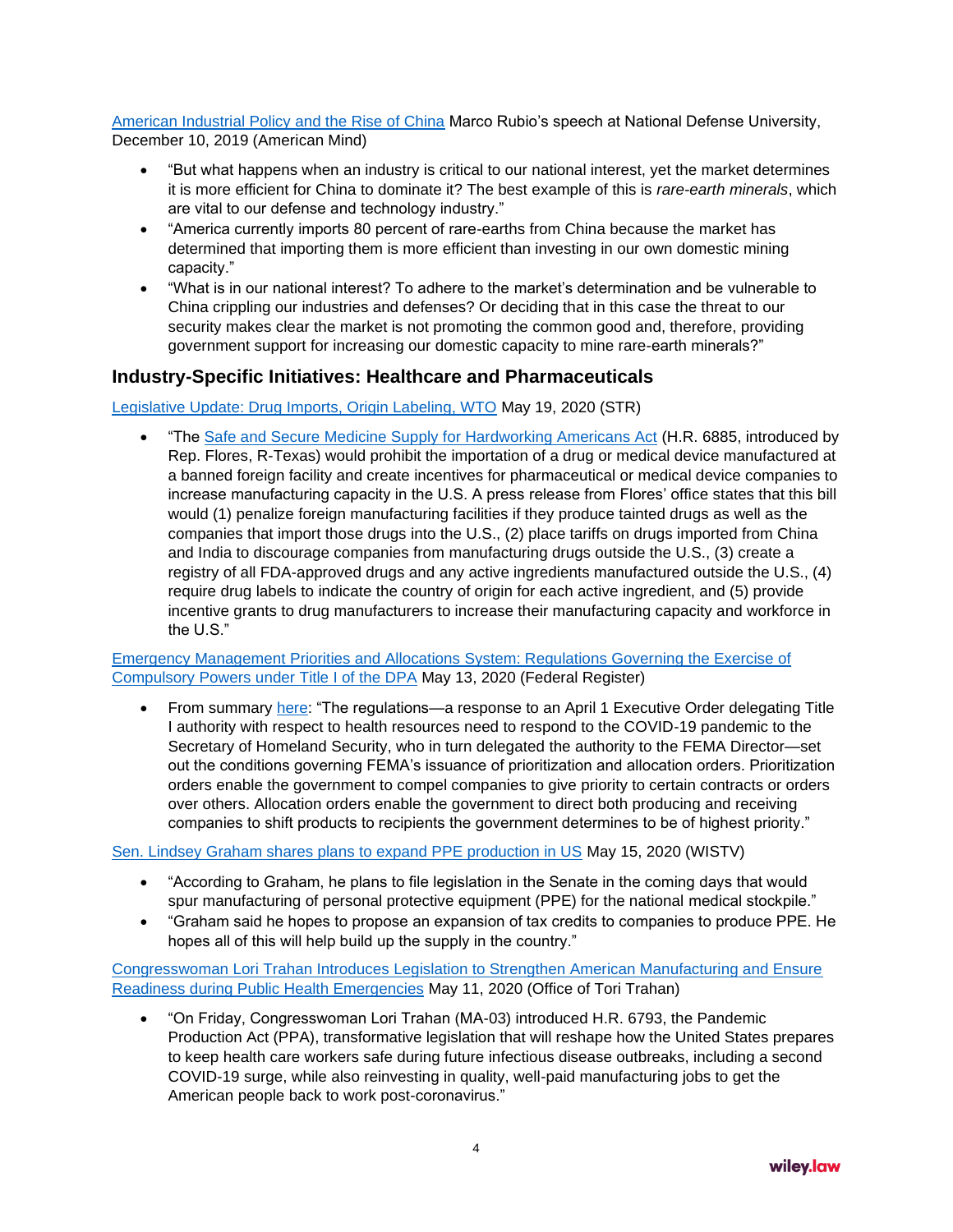[American Industrial Policy and the Rise of China](#) Marco Rubio's speech at National Defense University, December 10, 2019 (American Mind)

- "But what happens when an industry is critical to our national interest, yet the market determines it is more efficient for China to dominate it? The best example of this is *rare-earth minerals*, which are vital to our defense and technology industry."
- "America currently imports 80 percent of rare-earths from China because the market has determined that importing them is more efficient than investing in our own domestic mining capacity."
- "What is in our national interest? To adhere to the market's determination and be vulnerable to China crippling our industries and defenses? Or deciding that in this case the threat to our security makes clear the market is not promoting the common good and, therefore, providing government support for increasing our domestic capacity to mine rare-earth minerals?"

## Industry-Specific Initiatives: Healthcare and Pharmaceuticals

[Legislative Update: Drug Imports, Origin Labeling, WTO](#) May 19, 2020 (STR)

- "The [Safe and Secure Medicine Supply for Hardworking Americans Act](#) (H.R. 6885, introduced by Rep. Flores, R-Texas) would prohibit the importation of a drug or medical device manufactured at a banned foreign facility and create incentives for pharmaceutical or medical device companies to increase manufacturing capacity in the U.S. A press release from Flores' office states that this bill would (1) penalize foreign manufacturing facilities if they produce tainted drugs as well as the companies that import those drugs into the U.S., (2) place tariffs on drugs imported from China and India to discourage companies from manufacturing drugs outside the U.S., (3) create a registry of all FDA-approved drugs and any active ingredients manufactured outside the U.S., (4) require drug labels to indicate the country of origin for each active ingredient, and (5) provide incentive grants to drug manufacturers to increase their manufacturing capacity and workforce in the U.S."

[Emergency Management Priorities and Allocations System: Regulations Governing the Exercise of Compulsory Powers under Title I of the DPA](#) May 13, 2020 (Federal Register)

- From summary [here](#): "The regulations—a response to an April 1 Executive Order delegating Title I authority with respect to health resources need to respond to the COVID-19 pandemic to the Secretary of Homeland Security, who in turn delegated the authority to the FEMA Director—set out the conditions governing FEMA's issuance of prioritization and allocation orders. Prioritization orders enable the government to compel companies to give priority to certain contracts or orders over others. Allocation orders enable the government to direct both producing and receiving companies to shift products to recipients the government determines to be of highest priority."

[Sen. Lindsey Graham shares plans to expand PPE production in US](#) May 15, 2020 (WISTV)

- "According to Graham, he plans to file legislation in the Senate in the coming days that would spur manufacturing of personal protective equipment (PPE) for the national medical stockpile."
- "Graham said he hopes to propose an expansion of tax credits to companies to produce PPE. He hopes all of this will help build up the supply in the country."

[Congresswoman Lori Trahan Introduces Legislation to Strengthen American Manufacturing and Ensure Readiness during Public Health Emergencies](#) May 11, 2020 (Office of Tori Trahan)

- "On Friday, Congresswoman Lori Trahan (MA-03) introduced H.R. 6793, the Pandemic Production Act (PPA), transformative legislation that will reshape how the United States prepares to keep health care workers safe during future infectious disease outbreaks, including a second COVID-19 surge, while also reinvesting in quality, well-paid manufacturing jobs to get the American people back to work post-coronavirus."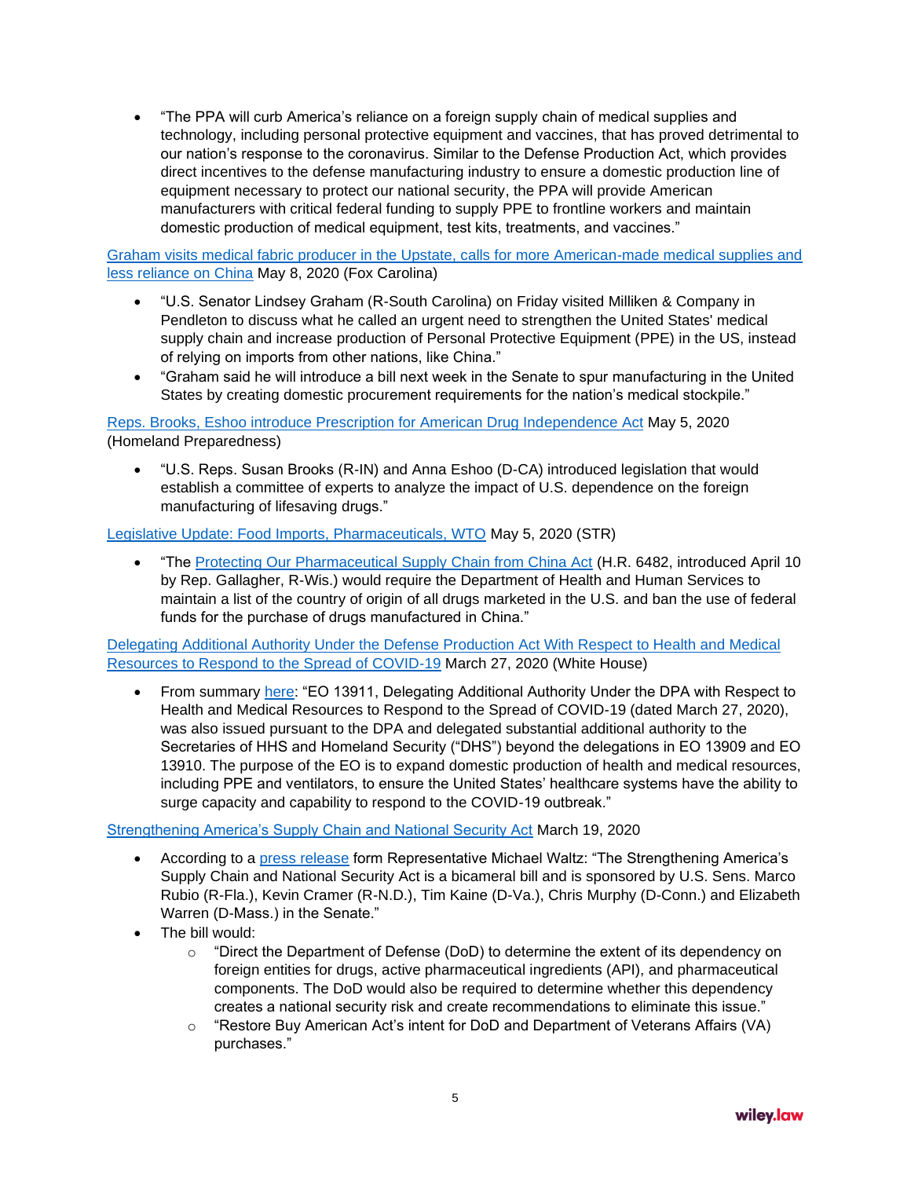- "The PPA will curb America's reliance on a foreign supply chain of medical supplies and technology, including personal protective equipment and vaccines, that has proved detrimental to our nation's response to the coronavirus. Similar to the Defense Production Act, which provides direct incentives to the defense manufacturing industry to ensure a domestic production line of equipment necessary to protect our national security, the PPA will provide American manufacturers with critical federal funding to supply PPE to frontline workers and maintain domestic production of medical equipment, test kits, treatments, and vaccines."

Graham visits medical fabric producer in the Upstate, calls for more American-made medical supplies and less reliance on China May 8, 2020 (Fox Carolina)

- "U.S. Senator Lindsey Graham (R-South Carolina) on Friday visited Milliken & Company in Pendleton to discuss what he called an urgent need to strengthen the United States' medical supply chain and increase production of Personal Protective Equipment (PPE) in the US, instead of relying on imports from other nations, like China."
- "Graham said he will introduce a bill next week in the Senate to spur manufacturing in the United States by creating domestic procurement requirements for the nation's medical stockpile."

Reps. Brooks, Eshoo introduce Prescription for American Drug Independence Act May 5, 2020 (Homeland Preparedness)

- "U.S. Reps. Susan Brooks (R-IN) and Anna Eshoo (D-CA) introduced legislation that would establish a committee of experts to analyze the impact of U.S. dependence on the foreign manufacturing of lifesaving drugs."

Legislative Update: Food Imports, Pharmaceuticals, WTO May 5, 2020 (STR)

- "The Protecting Our Pharmaceutical Supply Chain from China Act (H.R. 6482, introduced April 10 by Rep. Gallagher, R-Wis.) would require the Department of Health and Human Services to maintain a list of the country of origin of all drugs marketed in the U.S. and ban the use of federal funds for the purchase of drugs manufactured in China."

Delegating Additional Authority Under the Defense Production Act With Respect to Health and Medical Resources to Respond to the Spread of COVID-19 March 27, 2020 (White House)

- From summary here: "EO 13911, Delegating Additional Authority Under the DPA with Respect to Health and Medical Resources to Respond to the Spread of COVID-19 (dated March 27, 2020), was also issued pursuant to the DPA and delegated substantial additional authority to the Secretaries of HHS and Homeland Security ("DHS") beyond the delegations in EO 13909 and EO 13910. The purpose of the EO is to expand domestic production of health and medical resources, including PPE and ventilators, to ensure the United States' healthcare systems have the ability to surge capacity and capability to respond to the COVID-19 outbreak."

Strengthening America's Supply Chain and National Security Act March 19, 2020

- According to a press release form Representative Michael Waltz: "The Strengthening America's Supply Chain and National Security Act is a bicameral bill and is sponsored by U.S. Sens. Marco Rubio (R-Fla.), Kevin Cramer (R-N.D.), Tim Kaine (D-Va.), Chris Murphy (D-Conn.) and Elizabeth Warren (D-Mass.) in the Senate."
- The bill would:
  - "Direct the Department of Defense (DoD) to determine the extent of its dependency on foreign entities for drugs, active pharmaceutical ingredients (API), and pharmaceutical components. The DoD would also be required to determine whether this dependency creates a national security risk and create recommendations to eliminate this issue."
  - "Restore Buy American Act's intent for DoD and Department of Veterans Affairs (VA) purchases."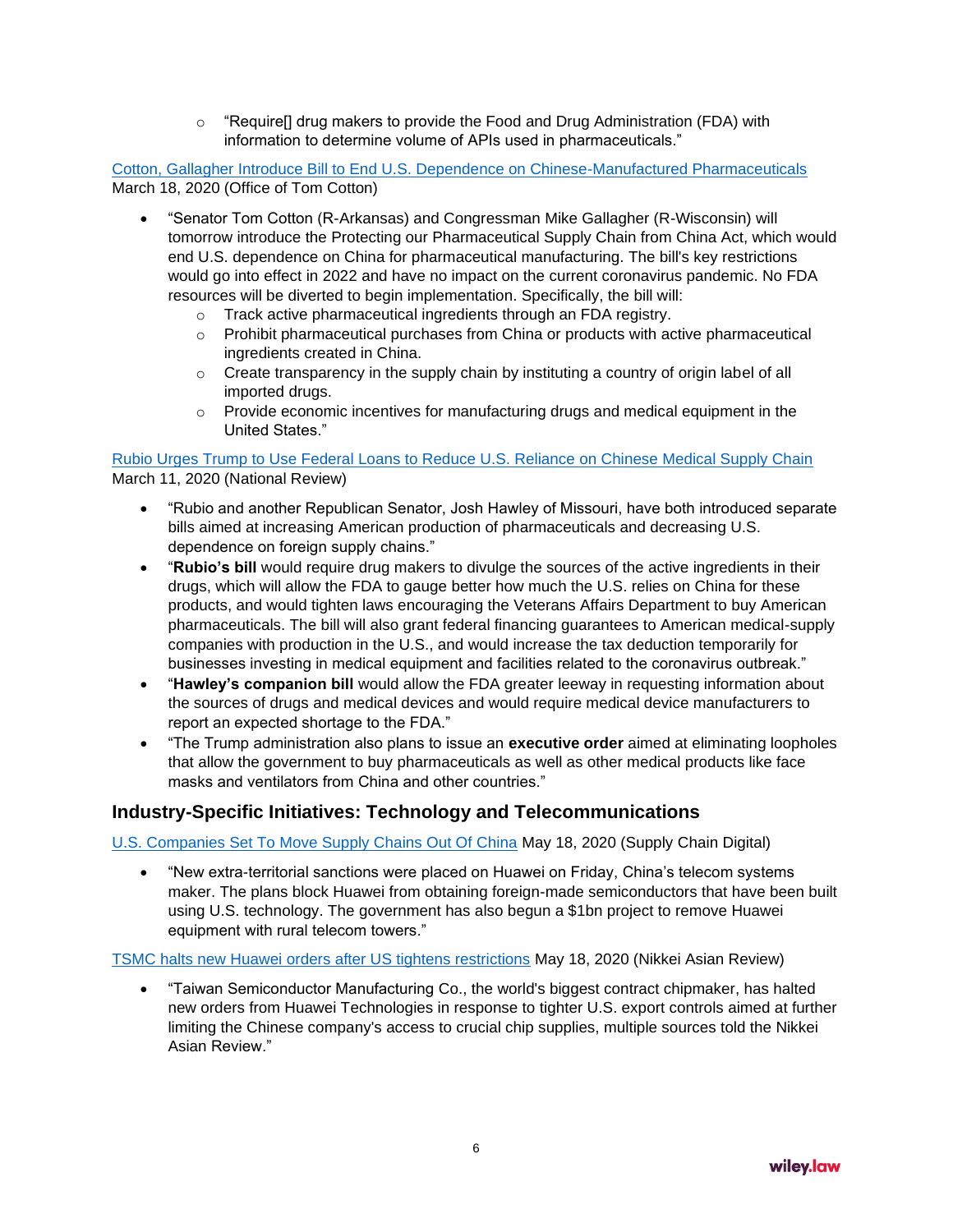- "Require[] drug makers to provide the Food and Drug Administration (FDA) with information to determine volume of APIs used in pharmaceuticals."

[Cotton, Gallagher Introduce Bill to End U.S. Dependence on Chinese-Manufactured Pharmaceuticals](#)
March 18, 2020 (Office of Tom Cotton)

- "Senator Tom Cotton (R-Arkansas) and Congressman Mike Gallagher (R-Wisconsin) will tomorrow introduce the Protecting our Pharmaceutical Supply Chain from China Act, which would end U.S. dependence on China for pharmaceutical manufacturing. The bill's key restrictions would go into effect in 2022 and have no impact on the current coronavirus pandemic. No FDA resources will be diverted to begin implementation. Specifically, the bill will:
  - Track active pharmaceutical ingredients through an FDA registry.
  - Prohibit pharmaceutical purchases from China or products with active pharmaceutical ingredients created in China.
  - Create transparency in the supply chain by instituting a country of origin label of all imported drugs.
  - Provide economic incentives for manufacturing drugs and medical equipment in the United States."

[Rubio Urges Trump to Use Federal Loans to Reduce U.S. Reliance on Chinese Medical Supply Chain](#)
March 11, 2020 (National Review)

- "Rubio and another Republican Senator, Josh Hawley of Missouri, have both introduced separate bills aimed at increasing American production of pharmaceuticals and decreasing U.S. dependence on foreign supply chains."
- "**Rubio's bill** would require drug makers to divulge the sources of the active ingredients in their drugs, which will allow the FDA to gauge better how much the U.S. relies on China for these products, and would tighten laws encouraging the Veterans Affairs Department to buy American pharmaceuticals. The bill will also grant federal financing guarantees to American medical-supply companies with production in the U.S., and would increase the tax deduction temporarily for businesses investing in medical equipment and facilities related to the coronavirus outbreak."
- "**Hawley's companion bill** would allow the FDA greater leeway in requesting information about the sources of drugs and medical devices and would require medical device manufacturers to report an expected shortage to the FDA."
- "The Trump administration also plans to issue an **executive order** aimed at eliminating loopholes that allow the government to buy pharmaceuticals as well as other medical products like face masks and ventilators from China and other countries."

## Industry-Specific Initiatives: Technology and Telecommunications

[U.S. Companies Set To Move Supply Chains Out Of China](#) May 18, 2020 (Supply Chain Digital)

- "New extra-territorial sanctions were placed on Huawei on Friday, China's telecom systems maker. The plans block Huawei from obtaining foreign-made semiconductors that have been built using U.S. technology. The government has also begun a $1bn project to remove Huawei equipment with rural telecom towers."

[TSMC halts new Huawei orders after US tightens restrictions](#) May 18, 2020 (Nikkei Asian Review)

- "Taiwan Semiconductor Manufacturing Co., the world's biggest contract chipmaker, has halted new orders from Huawei Technologies in response to tighter U.S. export controls aimed at further limiting the Chinese company's access to crucial chip supplies, multiple sources told the Nikkei Asian Review."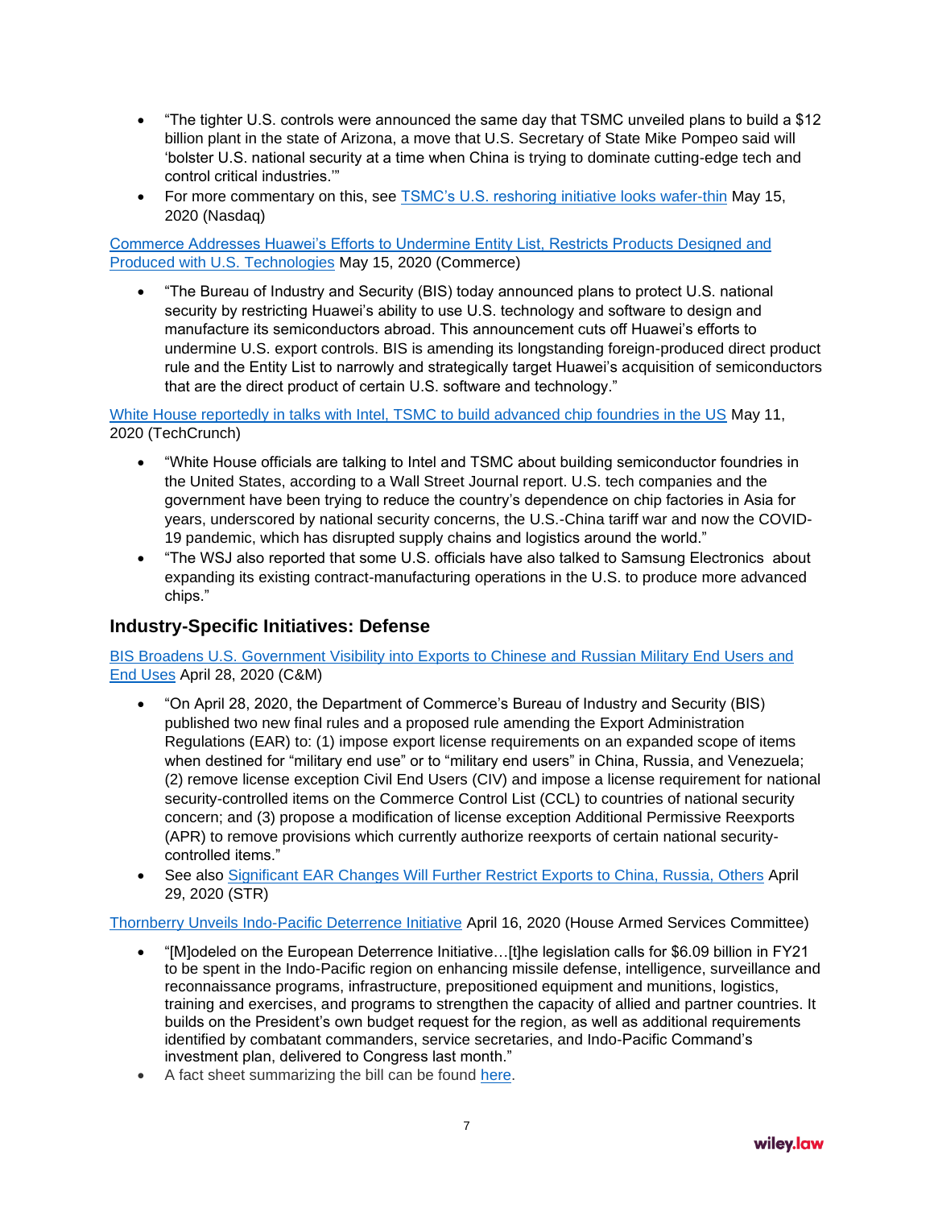- "The tighter U.S. controls were announced the same day that TSMC unveiled plans to build a $12 billion plant in the state of Arizona, a move that U.S. Secretary of State Mike Pompeo said will 'bolster U.S. national security at a time when China is trying to dominate cutting-edge tech and control critical industries.'"
- For more commentary on this, see [TSMC's U.S. reshoring initiative looks wafer-thin]() May 15, 2020 (Nasdaq)

[Commerce Addresses Huawei's Efforts to Undermine Entity List, Restricts Products Designed and Produced with U.S. Technologies]() May 15, 2020 (Commerce)

- "The Bureau of Industry and Security (BIS) today announced plans to protect U.S. national security by restricting Huawei's ability to use U.S. technology and software to design and manufacture its semiconductors abroad. This announcement cuts off Huawei's efforts to undermine U.S. export controls. BIS is amending its longstanding foreign-produced direct product rule and the Entity List to narrowly and strategically target Huawei's acquisition of semiconductors that are the direct product of certain U.S. software and technology."

[White House reportedly in talks with Intel, TSMC to build advanced chip foundries in the US]() May 11, 2020 (TechCrunch)

- "White House officials are talking to Intel and TSMC about building semiconductor foundries in the United States, according to a Wall Street Journal report. U.S. tech companies and the government have been trying to reduce the country's dependence on chip factories in Asia for years, underscored by national security concerns, the U.S.-China tariff war and now the COVID-19 pandemic, which has disrupted supply chains and logistics around the world."
- "The WSJ also reported that some U.S. officials have also talked to Samsung Electronics about expanding its existing contract-manufacturing operations in the U.S. to produce more advanced chips."

## Industry-Specific Initiatives: Defense

[BIS Broadens U.S. Government Visibility into Exports to Chinese and Russian Military End Users and End Uses]() April 28, 2020 (C&M)

- "On April 28, 2020, the Department of Commerce's Bureau of Industry and Security (BIS) published two new final rules and a proposed rule amending the Export Administration Regulations (EAR) to: (1) impose export license requirements on an expanded scope of items when destined for "military end use" or to "military end users" in China, Russia, and Venezuela; (2) remove license exception Civil End Users (CIV) and impose a license requirement for national security-controlled items on the Commerce Control List (CCL) to countries of national security concern; and (3) propose a modification of license exception Additional Permissive Reexports (APR) to remove provisions which currently authorize reexports of certain national security-controlled items."
- See also [Significant EAR Changes Will Further Restrict Exports to China, Russia, Others]() April 29, 2020 (STR)

[Thornberry Unveils Indo-Pacific Deterrence Initiative]() April 16, 2020 (House Armed Services Committee)

- "[M]odeled on the European Deterrence Initiative…[t]he legislation calls for $6.09 billion in FY21 to be spent in the Indo-Pacific region on enhancing missile defense, intelligence, surveillance and reconnaissance programs, infrastructure, prepositioned equipment and munitions, logistics, training and exercises, and programs to strengthen the capacity of allied and partner countries. It builds on the President's own budget request for the region, as well as additional requirements identified by combatant commanders, service secretaries, and Indo-Pacific Command's investment plan, delivered to Congress last month."
- A fact sheet summarizing the bill can be found [here]().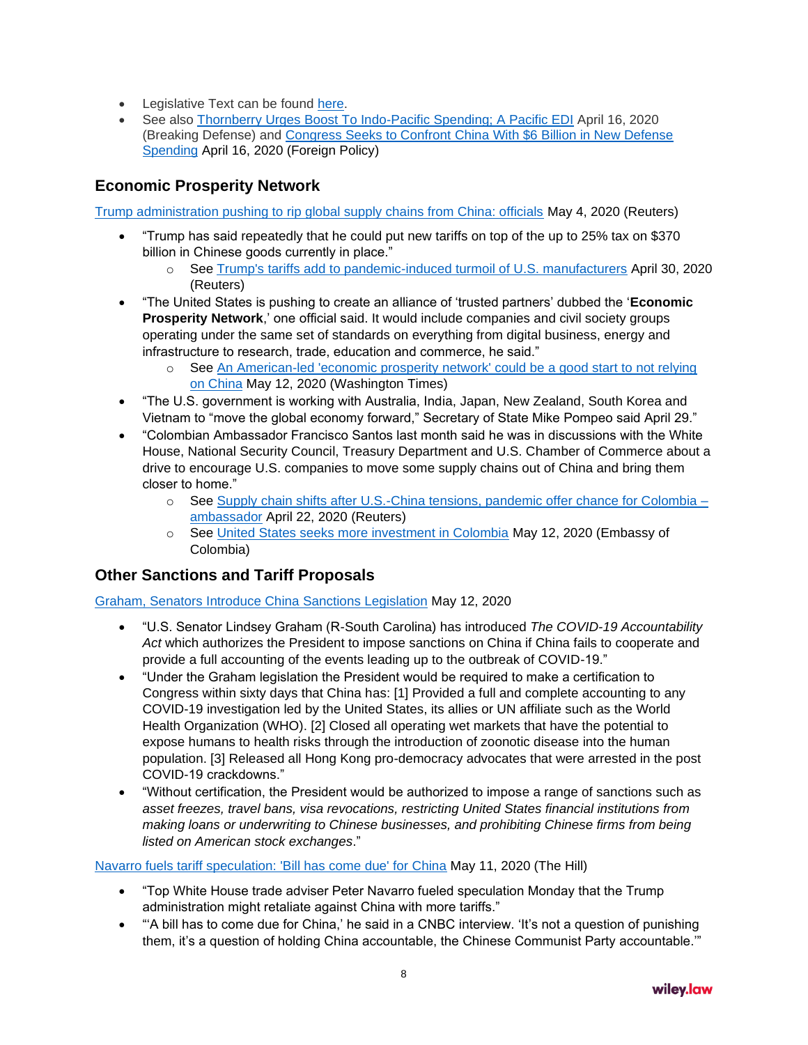- Legislative Text can be found here.
- See also Thornberry Urges Boost To Indo-Pacific Spending; A Pacific EDI April 16, 2020 (Breaking Defense) and Congress Seeks to Confront China With $6 Billion in New Defense Spending April 16, 2020 (Foreign Policy)

## Economic Prosperity Network

Trump administration pushing to rip global supply chains from China: officials May 4, 2020 (Reuters)

- "Trump has said repeatedly that he could put new tariffs on top of the up to 25% tax on $370 billion in Chinese goods currently in place."
  - See Trump's tariffs add to pandemic-induced turmoil of U.S. manufacturers April 30, 2020 (Reuters)
- "The United States is pushing to create an alliance of 'trusted partners' dubbed the '**Economic Prosperity Network**,' one official said. It would include companies and civil society groups operating under the same set of standards on everything from digital business, energy and infrastructure to research, trade, education and commerce, he said."
  - See An American-led 'economic prosperity network' could be a good start to not relying on China May 12, 2020 (Washington Times)
- "The U.S. government is working with Australia, India, Japan, New Zealand, South Korea and Vietnam to "move the global economy forward," Secretary of State Mike Pompeo said April 29."
- "Colombian Ambassador Francisco Santos last month said he was in discussions with the White House, National Security Council, Treasury Department and U.S. Chamber of Commerce about a drive to encourage U.S. companies to move some supply chains out of China and bring them closer to home."
  - See Supply chain shifts after U.S.-China tensions, pandemic offer chance for Colombia – ambassador April 22, 2020 (Reuters)
  - See United States seeks more investment in Colombia May 12, 2020 (Embassy of Colombia)

## Other Sanctions and Tariff Proposals

Graham, Senators Introduce China Sanctions Legislation May 12, 2020

- "U.S. Senator Lindsey Graham (R-South Carolina) has introduced *The COVID-19 Accountability Act* which authorizes the President to impose sanctions on China if China fails to cooperate and provide a full accounting of the events leading up to the outbreak of COVID-19."
- "Under the Graham legislation the President would be required to make a certification to Congress within sixty days that China has: [1] Provided a full and complete accounting to any COVID-19 investigation led by the United States, its allies or UN affiliate such as the World Health Organization (WHO). [2] Closed all operating wet markets that have the potential to expose humans to health risks through the introduction of zoonotic disease into the human population. [3] Released all Hong Kong pro-democracy advocates that were arrested in the post COVID-19 crackdowns."
- "Without certification, the President would be authorized to impose a range of sanctions such as *asset freezes, travel bans, visa revocations, restricting United States financial institutions from making loans or underwriting to Chinese businesses, and prohibiting Chinese firms from being listed on American stock exchanges*."

Navarro fuels tariff speculation: 'Bill has come due' for China May 11, 2020 (The Hill)

- "Top White House trade adviser Peter Navarro fueled speculation Monday that the Trump administration might retaliate against China with more tariffs."
- "'A bill has to come due for China,' he said in a CNBC interview. 'It's not a question of punishing them, it's a question of holding China accountable, the Chinese Communist Party accountable.'"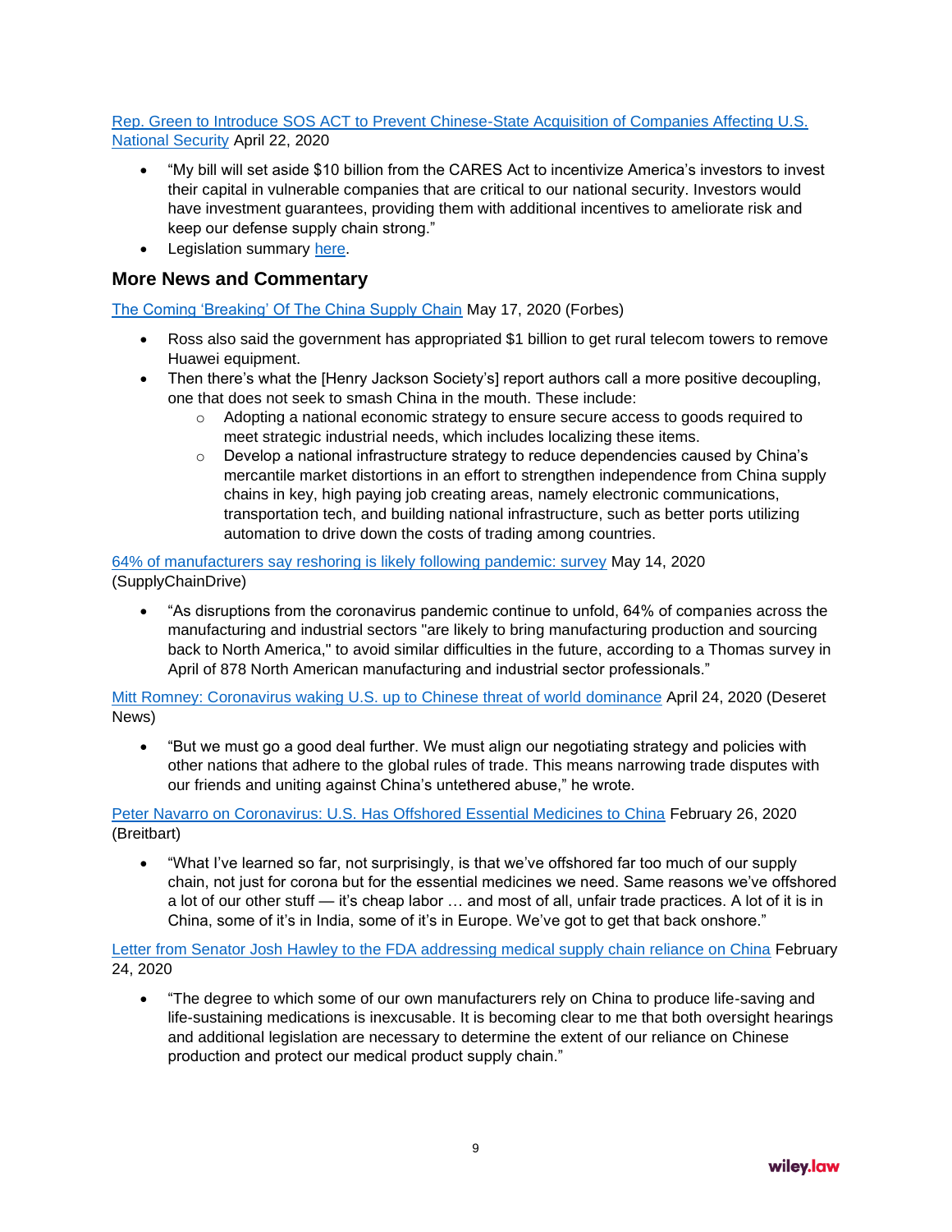[Rep. Green to Introduce SOS ACT to Prevent Chinese-State Acquisition of Companies Affecting U.S. National Security] April 22, 2020

- "My bill will set aside $10 billion from the CARES Act to incentivize America's investors to invest their capital in vulnerable companies that are critical to our national security. Investors would have investment guarantees, providing them with additional incentives to ameliorate risk and keep our defense supply chain strong."
- Legislation summary here.

## More News and Commentary

The Coming 'Breaking' Of The China Supply Chain May 17, 2020 (Forbes)

- Ross also said the government has appropriated $1 billion to get rural telecom towers to remove Huawei equipment.
- Then there's what the [Henry Jackson Society's] report authors call a more positive decoupling, one that does not seek to smash China in the mouth. These include:
  - Adopting a national economic strategy to ensure secure access to goods required to meet strategic industrial needs, which includes localizing these items.
  - Develop a national infrastructure strategy to reduce dependencies caused by China's mercantile market distortions in an effort to strengthen independence from China supply chains in key, high paying job creating areas, namely electronic communications, transportation tech, and building national infrastructure, such as better ports utilizing automation to drive down the costs of trading among countries.

64% of manufacturers say reshoring is likely following pandemic: survey May 14, 2020 (SupplyChainDrive)

- "As disruptions from the coronavirus pandemic continue to unfold, 64% of companies across the manufacturing and industrial sectors "are likely to bring manufacturing production and sourcing back to North America," to avoid similar difficulties in the future, according to a Thomas survey in April of 878 North American manufacturing and industrial sector professionals."

Mitt Romney: Coronavirus waking U.S. up to Chinese threat of world dominance April 24, 2020 (Deseret News)

- "But we must go a good deal further. We must align our negotiating strategy and policies with other nations that adhere to the global rules of trade. This means narrowing trade disputes with our friends and uniting against China's untethered abuse," he wrote.

Peter Navarro on Coronavirus: U.S. Has Offshored Essential Medicines to China February 26, 2020 (Breitbart)

- "What I've learned so far, not surprisingly, is that we've offshored far too much of our supply chain, not just for corona but for the essential medicines we need. Same reasons we've offshored a lot of our other stuff — it's cheap labor … and most of all, unfair trade practices. A lot of it is in China, some of it's in India, some of it's in Europe. We've got to get that back onshore."

Letter from Senator Josh Hawley to the FDA addressing medical supply chain reliance on China February 24, 2020

- "The degree to which some of our own manufacturers rely on China to produce life-saving and life-sustaining medications is inexcusable. It is becoming clear to me that both oversight hearings and additional legislation are necessary to determine the extent of our reliance on Chinese production and protect our medical product supply chain."